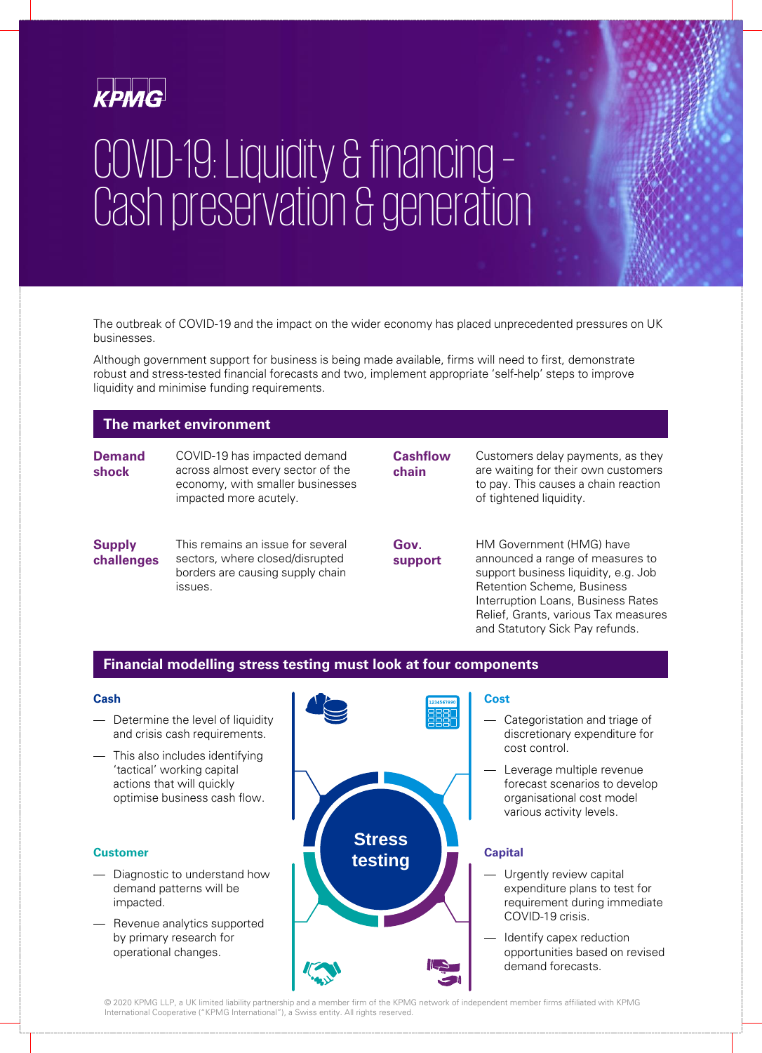KPMG

# COVID-19: Liquidity & financing – Cash preservation & generation

The outbreak of COVID-19 and the impact on the wider economy has placed unprecedented pressures on UK businesses.

Although government support for business is being made available, firms will need to first, demonstrate robust and stress-tested financial forecasts and two, implement appropriate 'self-help' steps to improve liquidity and minimise funding requirements.

## The market environment

**Demand shock**

COVID-19 has impacted demand across almost every sector of the economy, with smaller businesses impacted more acutely.

**Supply challenges**

This remains an issue for several sectors, where closed/disrupted borders are causing supply chain issues.

**Cashflow chain**

Customers delay payments, as they are waiting for their own customers to pay. This causes a chain reaction of tightened liquidity.

**Gov. support**

HM Government (HMG) have announced a range of measures to support business liquidity, e.g. Job Retention Scheme, Business Interruption Loans, Business Rates Relief, Grants, various Tax measures and Statutory Sick Pay refunds.

## Financial modelling stress testing must look at four components

**Stress testing**

### Cash

- Determine the level of liquidity and crisis cash requirements.
- This also includes identifying 'tactical' working capital actions that will quickly optimise business cash flow.

### Customer

- Diagnostic to understand how demand patterns will be impacted.
- Revenue analytics supported by primary research for operational changes.

### Cost

- Categoristation and triage of discretionary expenditure for cost control.
- Leverage multiple revenue forecast scenarios to develop organisational cost model various activity levels.

### Capital

- Urgently review capital expenditure plans to test for requirement during immediate COVID-19 crisis.
- Identify capex reduction opportunities based on revised demand forecasts.

© 2020 KPMG LLP, a UK limited liability partnership and a member firm of the KPMG network of independent member firms affiliated with KPMG International Cooperative ("KPMG International"), a Swiss entity. All rights reserved.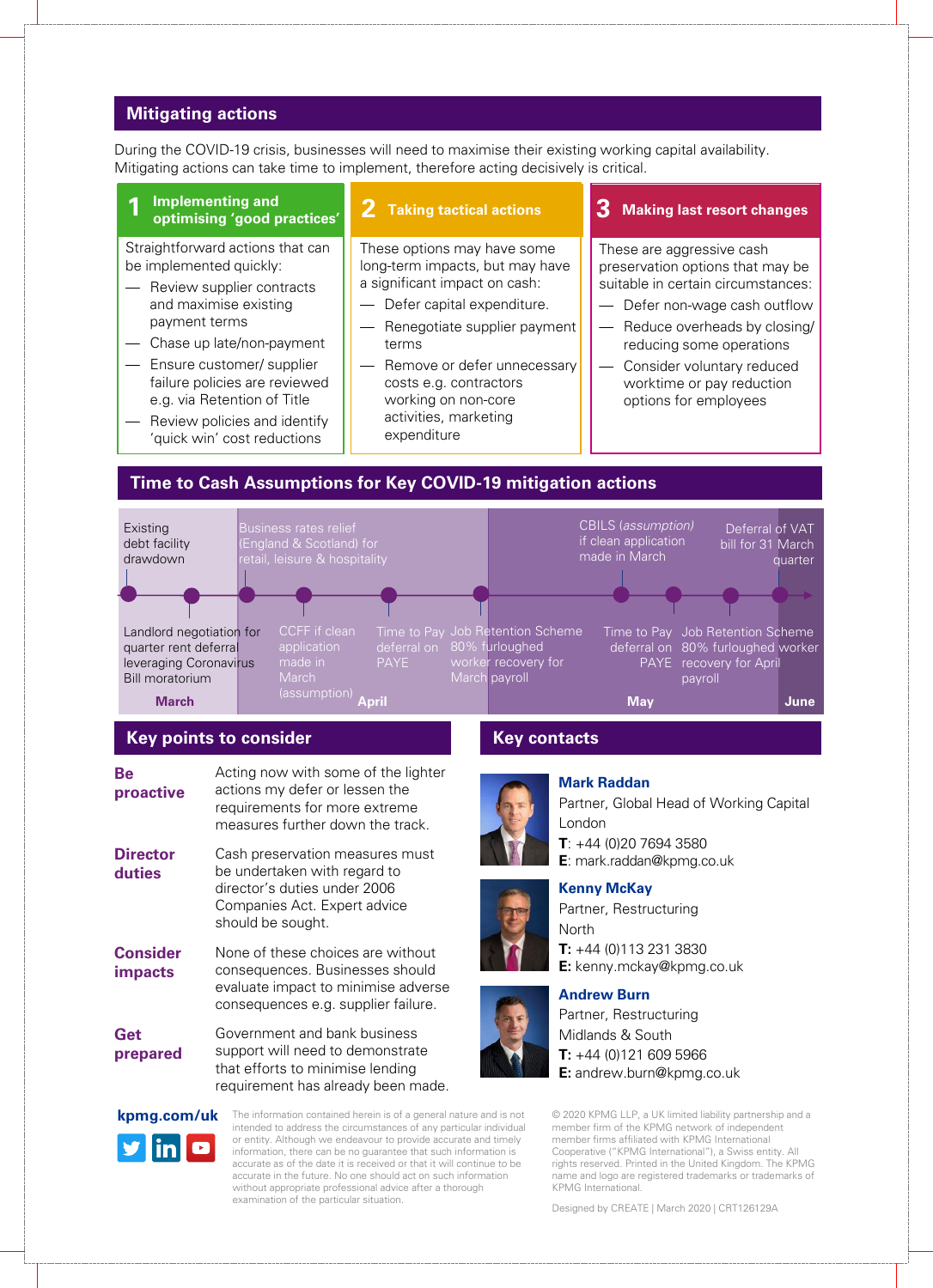## Mitigating actions

During the COVID-19 crisis, businesses will need to maximise their existing working capital availability. Mitigating actions can take time to implement, therefore acting decisively is critical.

### 1 Implementing and optimising 'good practices'

Straightforward actions that can be implemented quickly:

- Review supplier contracts and maximise existing payment terms
- Chase up late/non-payment
- Ensure customer/ supplier failure policies are reviewed e.g. via Retention of Title
- Review policies and identify 'quick win' cost reductions

### 2 Taking tactical actions

These options may have some long-term impacts, but may have a significant impact on cash:

- Defer capital expenditure.
- Renegotiate supplier payment terms
- Remove or defer unnecessary costs e.g. contractors working on non-core activities, marketing expenditure

### 3 Making last resort changes

These are aggressive cash preservation options that may be suitable in certain circumstances:

- Defer non-wage cash outflow
- Reduce overheads by closing/ reducing some operations
- Consider voluntary reduced worktime or pay reduction options for employees

## Time to Cash Assumptions for Key COVID-19 mitigation actions

**March**

Existing debt facility drawdown

Landlord negotiation for quarter rent deferral leveraging Coronavirus Bill moratorium

**April**

Business rates relief (England & Scotland) for retail, leisure & hospitality

CCFF if clean application made in March (assumption)

Time to Pay deferral on PAYE

Job Retention Scheme 80% furloughed worker recovery for March payroll

**May**

CBILS (*assumption*) if clean application made in March

Time to Pay deferral on PAYE

Job Retention Scheme 80% furloughed worker recovery for April payroll

**June**

Deferral of VAT bill for 31 March quarter

## Key points to consider

**Be proactive** — Acting now with some of the lighter actions my defer or lessen the requirements for more extreme measures further down the track.

**Director duties** — Cash preservation measures must be undertaken with regard to director's duties under 2006 Companies Act. Expert advice should be sought.

**Consider impacts** — None of these choices are without consequences. Businesses should evaluate impact to minimise adverse consequences e.g. supplier failure.

**Get prepared** — Government and bank business support will need to demonstrate that efforts to minimise lending requirement has already been made.

## Key contacts

**Mark Raddan**
Partner, Global Head of Working Capital
London
**T**: +44 (0)20 7694 3580
**E**: mark.raddan@kpmg.co.uk

**Kenny McKay**
Partner, Restructuring
North
**T:** +44 (0)113 231 3830
**E:** kenny.mckay@kpmg.co.uk

**Andrew Burn**
Partner, Restructuring
Midlands & South
**T:** +44 (0)121 609 5966
**E:** andrew.burn@kpmg.co.uk

**kpmg.com/uk**

The information contained herein is of a general nature and is not intended to address the circumstances of any particular individual or entity. Although we endeavour to provide accurate and timely information, there can be no guarantee that such information is accurate as of the date it is received or that it will continue to be accurate in the future. No one should act on such information without appropriate professional advice after a thorough examination of the particular situation.

© 2020 KPMG LLP, a UK limited liability partnership and a member firm of the KPMG network of independent member firms affiliated with KPMG International Cooperative ("KPMG International"), a Swiss entity. All rights reserved. Printed in the United Kingdom. The KPMG name and logo are registered trademarks or trademarks of KPMG International.

Designed by CREATE | March 2020 | CRT126129A